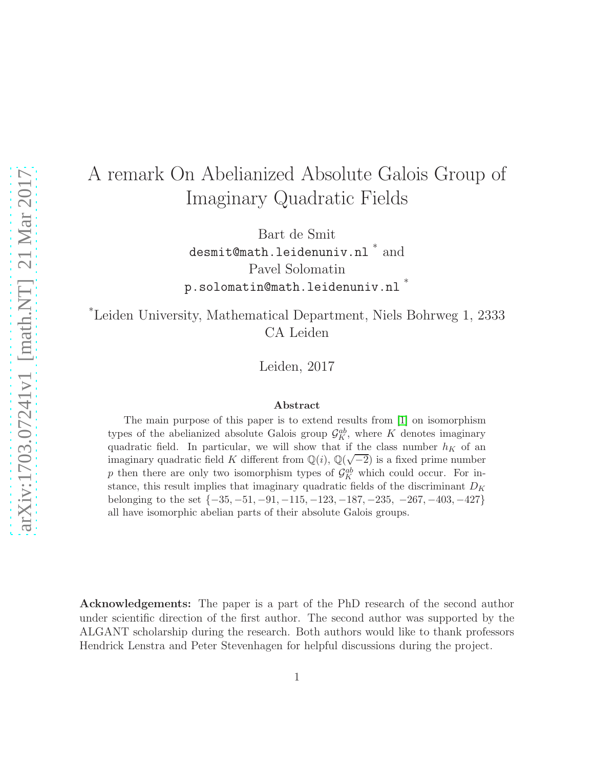# A remark On Abelianized Absolute Galois Group of Imaginary Quadratic Fields

Bart de Smit
desmit@math.leidenuniv.nl * and
Pavel Solomatin
p.solomatin@math.leidenuniv.nl *

*Leiden University, Mathematical Department, Niels Bohrweg 1, 2333 CA Leiden

Leiden, 2017

### Abstract

The main purpose of this paper is to extend results from [1] on isomorphism types of the abelianized absolute Galois group $\mathcal{G}_K^{ab}$, where $K$ denotes imaginary quadratic field. In particular, we will show that if the class number $h_K$ of an imaginary quadratic field $K$ different from $\mathbb{Q}(i)$, $\mathbb{Q}(\sqrt{-2})$ is a fixed prime number $p$ then there are only two isomorphism types of $\mathcal{G}_K^{ab}$ which could occur. For instance, this result implies that imaginary quadratic fields of the discriminant $D_K$ belonging to the set $\{-35, -51, -91, -115, -123, -187, -235, -267, -403, -427\}$ all have isomorphic abelian parts of their absolute Galois groups.

**Acknowledgements:** The paper is a part of the PhD research of the second author under scientific direction of the first author. The second author was supported by the ALGANT scholarship during the research. Both authors would like to thank professors Hendrick Lenstra and Peter Stevenhagen for helpful discussions during the project.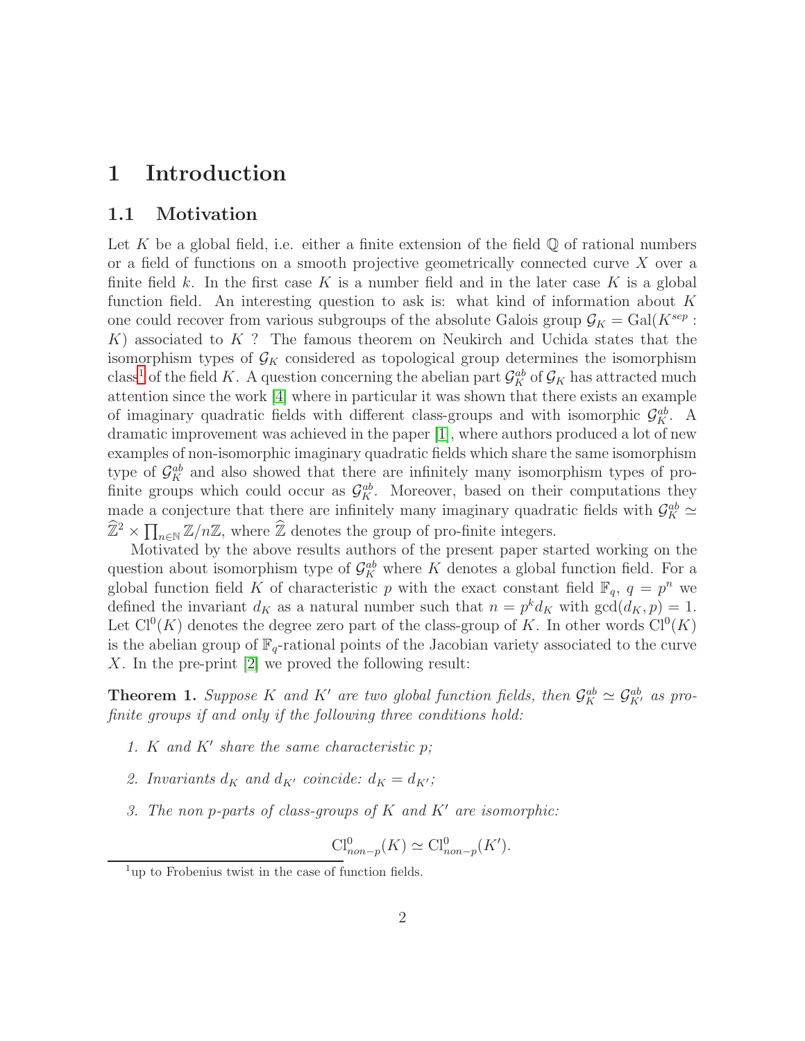# 1 Introduction

## 1.1 Motivation

Let $K$ be a global field, i.e. either a finite extension of the field $\mathbb{Q}$ of rational numbers or a field of functions on a smooth projective geometrically connected curve $X$ over a finite field $k$. In the first case $K$ is a number field and in the later case $K$ is a global function field. An interesting question to ask is: what kind of information about $K$ one could recover from various subgroups of the absolute Galois group $\mathcal{G}_K = \mathrm{Gal}(K^{sep} : K)$ associated to $K$ ? The famous theorem on Neukirch and Uchida states that the isomorphism types of $\mathcal{G}_K$ considered as topological group determines the isomorphism class[1] of the field $K$. A question concerning the abelian part $\mathcal{G}_K^{ab}$ of $\mathcal{G}_K$ has attracted much attention since the work [4] where in particular it was shown that there exists an example of imaginary quadratic fields with different class-groups and with isomorphic $\mathcal{G}_K^{ab}$. A dramatic improvement was achieved in the paper [1], where authors produced a lot of new examples of non-isomorphic imaginary quadratic fields which share the same isomorphism type of $\mathcal{G}_K^{ab}$ and also showed that there are infinitely many isomorphism types of pro-finite groups which could occur as $\mathcal{G}_K^{ab}$. Moreover, based on their computations they made a conjecture that there are infinitely many imaginary quadratic fields with $\mathcal{G}_K^{ab} \simeq \widehat{\mathbb{Z}}^2 \times \prod_{n \in \mathbb{N}} \mathbb{Z}/n\mathbb{Z}$, where $\widehat{\mathbb{Z}}$ denotes the group of pro-finite integers.

Motivated by the above results authors of the present paper started working on the question about isomorphism type of $\mathcal{G}_K^{ab}$ where $K$ denotes a global function field. For a global function field $K$ of characteristic $p$ with the exact constant field $\mathbb{F}_q$, $q = p^n$ we defined the invariant $d_K$ as a natural number such that $n = p^k d_K$ with $\gcd(d_K, p) = 1$. Let $\mathrm{Cl}^0(K)$ denotes the degree zero part of the class-group of $K$. In other words $\mathrm{Cl}^0(K)$ is the abelian group of $\mathbb{F}_q$-rational points of the Jacobian variety associated to the curve $X$. In the pre-print [2] we proved the following result:

**Theorem 1.** *Suppose $K$ and $K'$ are two global function fields, then $\mathcal{G}_K^{ab} \simeq \mathcal{G}_{K'}^{ab}$ as pro-finite groups if and only if the following three conditions hold:*

1. *$K$ and $K'$ share the same characteristic $p$;*
2. *Invariants $d_K$ and $d_{K'}$ coincide: $d_K = d_{K'}$;*
3. *The non $p$-parts of class-groups of $K$ and $K'$ are isomorphic:*

$$\mathrm{Cl}^0_{non-p}(K) \simeq \mathrm{Cl}^0_{non-p}(K').$$

[1] up to Frobenius twist in the case of function fields.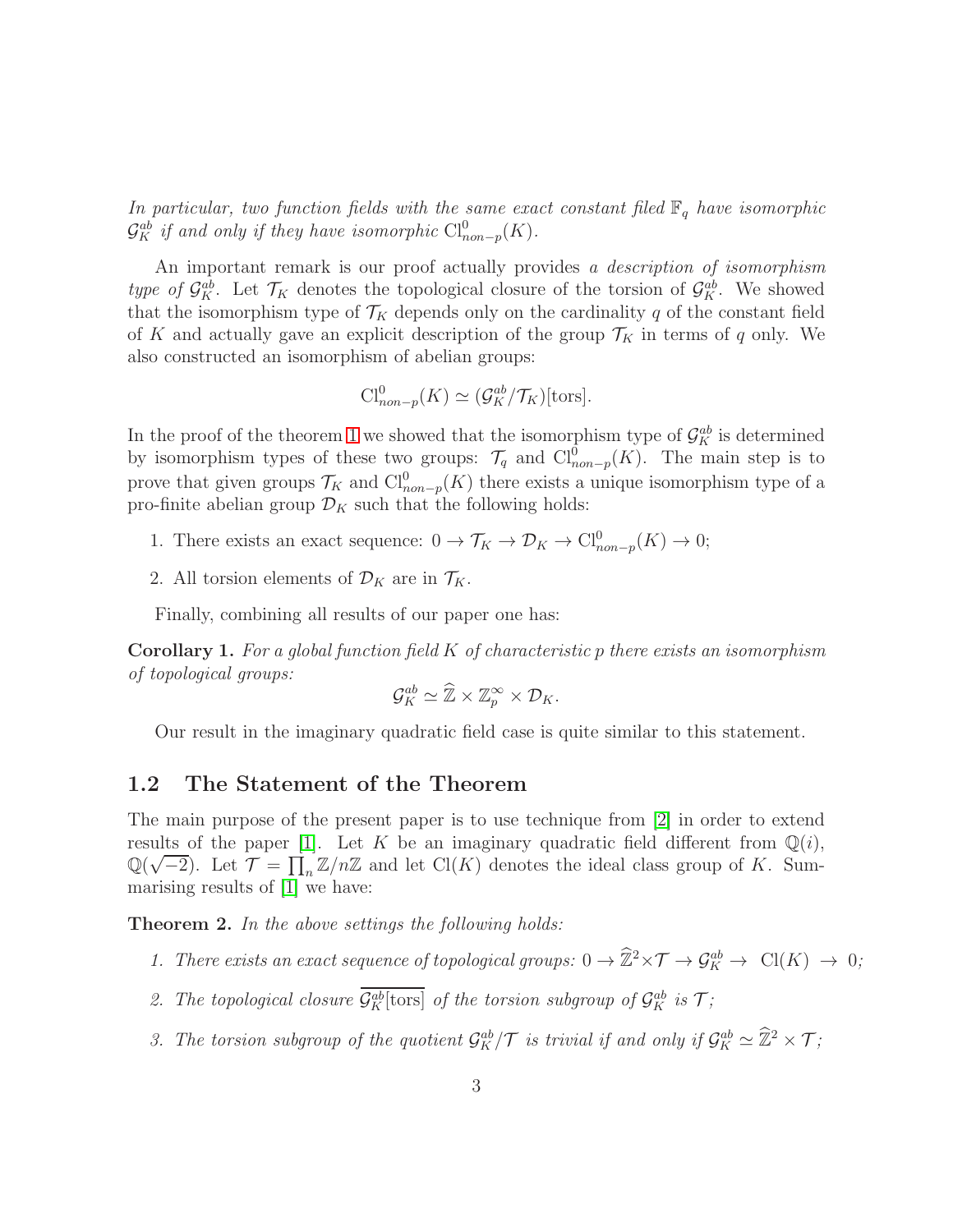*In particular, two function fields with the same exact constant filed $\mathbb{F}_q$ have isomorphic $\mathcal{G}_K^{ab}$ if and only if they have isomorphic $\mathrm{Cl}^0_{non-p}(K)$.*

An important remark is our proof actually provides *a description of isomorphism type of $\mathcal{G}_K^{ab}$*. Let $\mathcal{T}_K$ denotes the topological closure of the torsion of $\mathcal{G}_K^{ab}$. We showed that the isomorphism type of $\mathcal{T}_K$ depends only on the cardinality $q$ of the constant field of $K$ and actually gave an explicit description of the group $\mathcal{T}_K$ in terms of $q$ only. We also constructed an isomorphism of abelian groups:

$$\mathrm{Cl}^0_{non-p}(K) \simeq (\mathcal{G}_K^{ab}/\mathcal{T}_K)[\mathrm{tors}].$$

In the proof of the theorem 1 we showed that the isomorphism type of $\mathcal{G}_K^{ab}$ is determined by isomorphism types of these two groups: $\mathcal{T}_q$ and $\mathrm{Cl}^0_{non-p}(K)$. The main step is to prove that given groups $\mathcal{T}_K$ and $\mathrm{Cl}^0_{non-p}(K)$ there exists a unique isomorphism type of a pro-finite abelian group $\mathcal{D}_K$ such that the following holds:

1. There exists an exact sequence: $0 \to \mathcal{T}_K \to \mathcal{D}_K \to \mathrm{Cl}^0_{non-p}(K) \to 0$;
2. All torsion elements of $\mathcal{D}_K$ are in $\mathcal{T}_K$.

Finally, combining all results of our paper one has:

**Corollary 1.** *For a global function field $K$ of characteristic $p$ there exists an isomorphism of topological groups:*

$$\mathcal{G}_K^{ab} \simeq \widehat{\mathbb{Z}} \times \mathbb{Z}_p^{\infty} \times \mathcal{D}_K.$$

Our result in the imaginary quadratic field case is quite similar to this statement.

## 1.2 The Statement of the Theorem

The main purpose of the present paper is to use technique from [2] in order to extend results of the paper [1]. Let $K$ be an imaginary quadratic field different from $\mathbb{Q}(i)$, $\mathbb{Q}(\sqrt{-2})$. Let $\mathcal{T} = \prod_n \mathbb{Z}/n\mathbb{Z}$ and let $\mathrm{Cl}(K)$ denotes the ideal class group of $K$. Summarising results of [1] we have:

**Theorem 2.** *In the above settings the following holds:*

1. *There exists an exact sequence of topological groups: $0 \to \widehat{\mathbb{Z}}^2 \times \mathcal{T} \to \mathcal{G}_K^{ab} \to \mathrm{Cl}(K) \to 0$;*
2. *The topological closure $\overline{\mathcal{G}_K^{ab}[\mathrm{tors}]}$ of the torsion subgroup of $\mathcal{G}_K^{ab}$ is $\mathcal{T}$;*
3. *The torsion subgroup of the quotient $\mathcal{G}_K^{ab}/\mathcal{T}$ is trivial if and only if $\mathcal{G}_K^{ab} \simeq \widehat{\mathbb{Z}}^2 \times \mathcal{T}$;*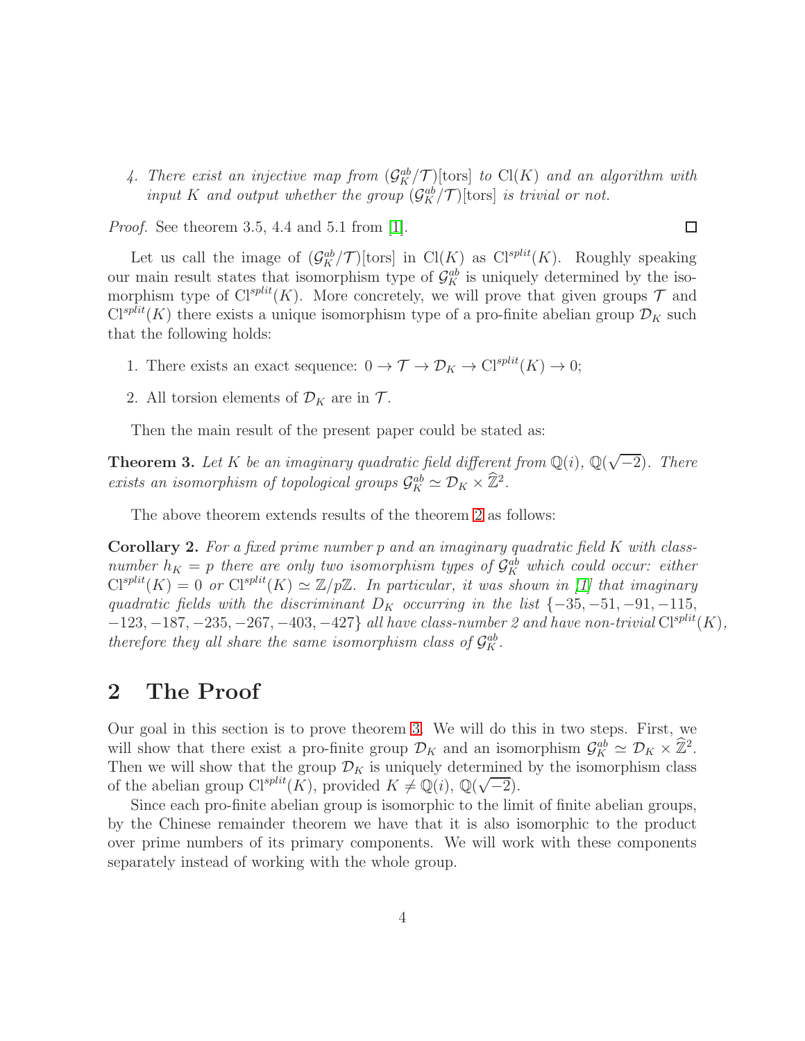4. *There exist an injective map from $(\mathcal{G}_K^{ab}/\mathcal{T})[\text{tors}]$ to $\text{Cl}(K)$ and an algorithm with input $K$ and output whether the group $(\mathcal{G}_K^{ab}/\mathcal{T})[\text{tors}]$ is trivial or not.*

*Proof.* See theorem 3.5, 4.4 and 5.1 from [1]. $\square$

Let us call the image of $(\mathcal{G}_K^{ab}/\mathcal{T})[\text{tors}]$ in $\text{Cl}(K)$ as $\text{Cl}^{split}(K)$. Roughly speaking our main result states that isomorphism type of $\mathcal{G}_K^{ab}$ is uniquely determined by the isomorphism type of $\text{Cl}^{split}(K)$. More concretely, we will prove that given groups $\mathcal{T}$ and $\text{Cl}^{split}(K)$ there exists a unique isomorphism type of a pro-finite abelian group $\mathcal{D}_K$ such that the following holds:

1. There exists an exact sequence: $0 \to \mathcal{T} \to \mathcal{D}_K \to \text{Cl}^{split}(K) \to 0$;
2. All torsion elements of $\mathcal{D}_K$ are in $\mathcal{T}$.

Then the main result of the present paper could be stated as:

**Theorem 3.** *Let $K$ be an imaginary quadratic field different from $\mathbb{Q}(i)$, $\mathbb{Q}(\sqrt{-2})$. There exists an isomorphism of topological groups $\mathcal{G}_K^{ab} \simeq \mathcal{D}_K \times \widehat{\mathbb{Z}}^2$.*

The above theorem extends results of the theorem 2 as follows:

**Corollary 2.** *For a fixed prime number $p$ and an imaginary quadratic field $K$ with class-number $h_K = p$ there are only two isomorphism types of $\mathcal{G}_K^{ab}$ which could occur: either $\text{Cl}^{split}(K) = 0$ or $\text{Cl}^{split}(K) \simeq \mathbb{Z}/p\mathbb{Z}$. In particular, it was shown in [1] that imaginary quadratic fields with the discriminant $D_K$ occurring in the list $\{-35, -51, -91, -115, -123, -187, -235, -267, -403, -427\}$ all have class-number 2 and have non-trivial $\text{Cl}^{split}(K)$, therefore they all share the same isomorphism class of $\mathcal{G}_K^{ab}$.*

## 2 The Proof

Our goal in this section is to prove theorem 3. We will do this in two steps. First, we will show that there exist a pro-finite group $\mathcal{D}_K$ and an isomorphism $\mathcal{G}_K^{ab} \simeq \mathcal{D}_K \times \widehat{\mathbb{Z}}^2$. Then we will show that the group $\mathcal{D}_K$ is uniquely determined by the isomorphism class of the abelian group $\text{Cl}^{split}(K)$, provided $K \neq \mathbb{Q}(i)$, $\mathbb{Q}(\sqrt{-2})$.

Since each pro-finite abelian group is isomorphic to the limit of finite abelian groups, by the Chinese remainder theorem we have that it is also isomorphic to the product over prime numbers of its primary components. We will work with these components separately instead of working with the whole group.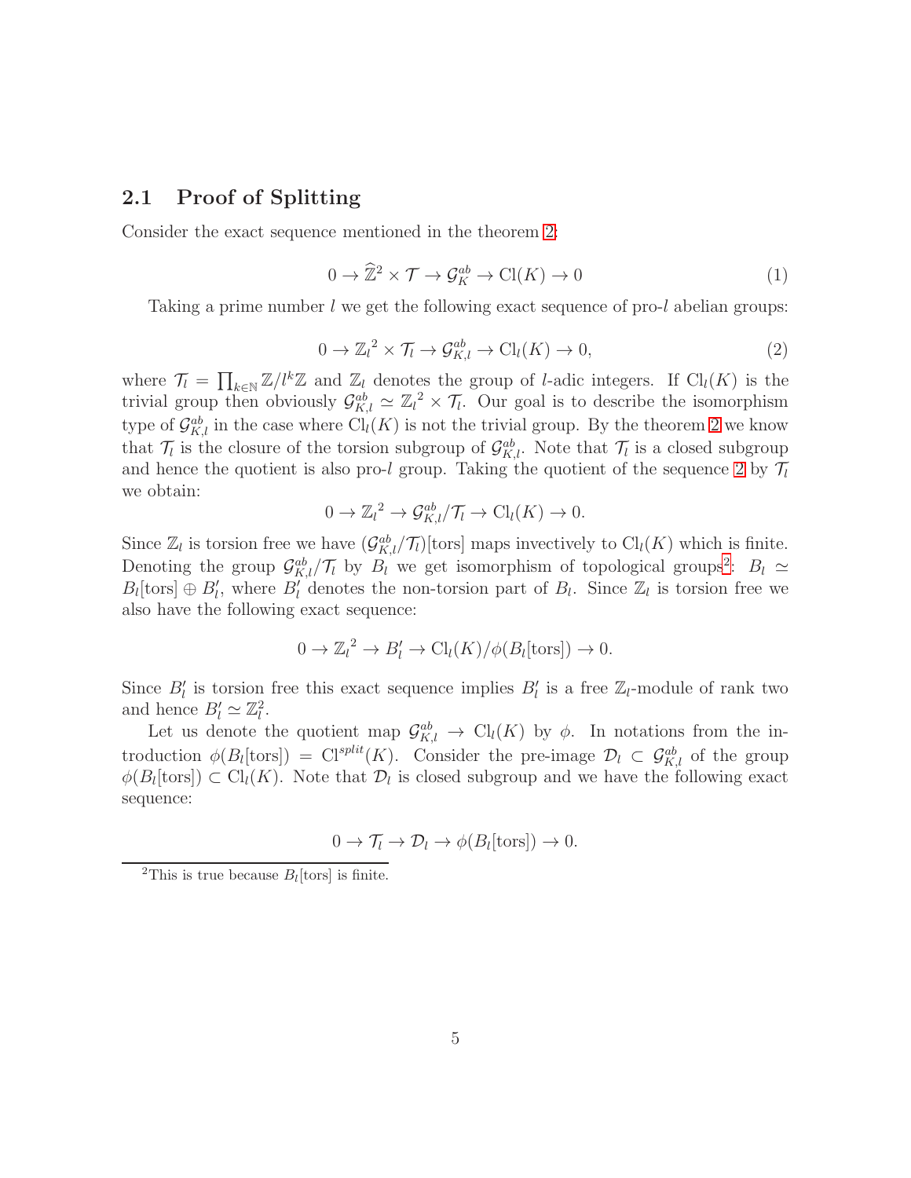## 2.1 Proof of Splitting

Consider the exact sequence mentioned in the theorem 2:

$$0 \to \widehat{\mathbb{Z}}^2 \times \mathcal{T} \to \mathcal{G}_K^{ab} \to \mathrm{Cl}(K) \to 0 \tag{1}$$

Taking a prime number $l$ we get the following exact sequence of pro-$l$ abelian groups:

$$0 \to {\mathbb{Z}_l}^2 \times \mathcal{T}_l \to \mathcal{G}_{K,l}^{ab} \to \mathrm{Cl}_l(K) \to 0, \tag{2}$$

where $\mathcal{T}_l = \prod_{k \in \mathbb{N}} \mathbb{Z}/l^k\mathbb{Z}$ and $\mathbb{Z}_l$ denotes the group of $l$-adic integers. If $\mathrm{Cl}_l(K)$ is the trivial group then obviously $\mathcal{G}_{K,l}^{ab} \simeq {\mathbb{Z}_l}^2 \times \mathcal{T}_l$. Our goal is to describe the isomorphism type of $\mathcal{G}_{K,l}^{ab}$ in the case where $\mathrm{Cl}_l(K)$ is not the trivial group. By the theorem 2 we know that $\mathcal{T}_l$ is the closure of the torsion subgroup of $\mathcal{G}_{K,l}^{ab}$. Note that $\mathcal{T}_l$ is a closed subgroup and hence the quotient is also pro-$l$ group. Taking the quotient of the sequence 2 by $\mathcal{T}_l$ we obtain:

$$0 \to {\mathbb{Z}_l}^2 \to \mathcal{G}_{K,l}^{ab}/\mathcal{T}_l \to \mathrm{Cl}_l(K) \to 0.$$

Since $\mathbb{Z}_l$ is torsion free we have $(\mathcal{G}_{K,l}^{ab}/\mathcal{T}_l)[\mathrm{tors}]$ maps invectively to $\mathrm{Cl}_l(K)$ which is finite. Denoting the group $\mathcal{G}_{K,l}^{ab}/\mathcal{T}_l$ by $B_l$ we get isomorphism of topological groups[2]: $B_l \simeq B_l[\mathrm{tors}] \oplus B_l'$, where $B_l'$ denotes the non-torsion part of $B_l$. Since $\mathbb{Z}_l$ is torsion free we also have the following exact sequence:

$$0 \to {\mathbb{Z}_l}^2 \to B_l' \to \mathrm{Cl}_l(K)/\phi(B_l[\mathrm{tors}]) \to 0.$$

Since $B_l'$ is torsion free this exact sequence implies $B_l'$ is a free $\mathbb{Z}_l$-module of rank two and hence $B_l' \simeq \mathbb{Z}_l^2$.

Let us denote the quotient map $\mathcal{G}_{K,l}^{ab} \to \mathrm{Cl}_l(K)$ by $\phi$. In notations from the introduction $\phi(B_l[\mathrm{tors}]) = \mathrm{Cl}^{split}(K)$. Consider the pre-image $\mathcal{D}_l \subset \mathcal{G}_{K,l}^{ab}$ of the group $\phi(B_l[\mathrm{tors}]) \subset \mathrm{Cl}_l(K)$. Note that $\mathcal{D}_l$ is closed subgroup and we have the following exact sequence:

$$0 \to \mathcal{T}_l \to \mathcal{D}_l \to \phi(B_l[\mathrm{tors}]) \to 0.$$

[2] This is true because $B_l[\mathrm{tors}]$ is finite.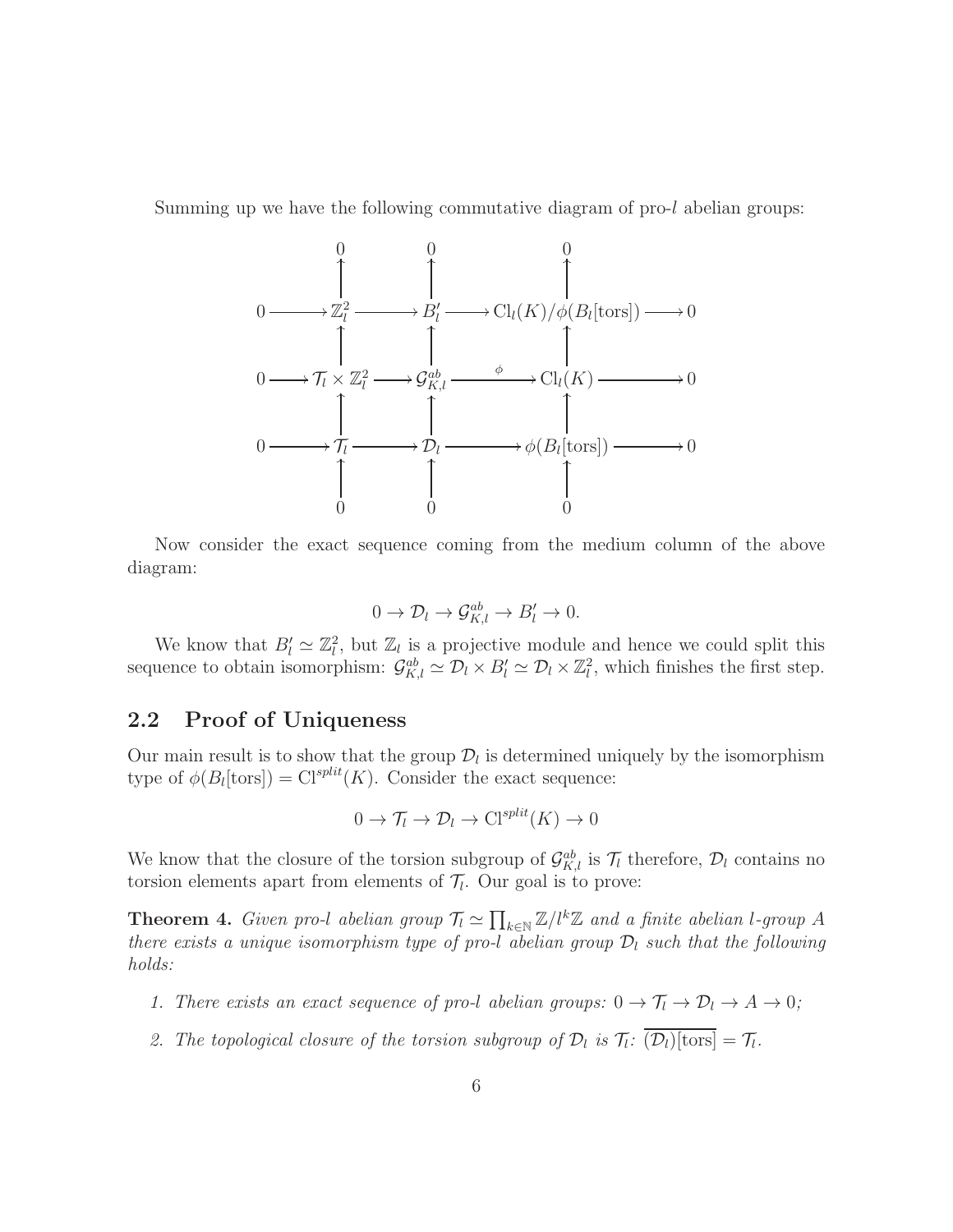Summing up we have the following commutative diagram of pro-$l$ abelian groups:

$$
\begin{array}{ccccccccc}
 & & 0 & & 0 & & 0 & & \\
 & & \uparrow & & \uparrow & & \uparrow & & \\
0 & \longrightarrow & \mathbb{Z}_l^2 & \longrightarrow & B_l' & \longrightarrow & \mathrm{Cl}_l(K)/\phi(B_l[\mathrm{tors}]) & \longrightarrow & 0 \\
 & & \uparrow & & \uparrow & & \uparrow & & \\
0 & \longrightarrow & \mathcal{T}_l \times \mathbb{Z}_l^2 & \longrightarrow & \mathcal{G}_{K,l}^{ab} & \xrightarrow{\phi} & \mathrm{Cl}_l(K) & \longrightarrow & 0 \\
 & & \uparrow & & \uparrow & & \uparrow & & \\
0 & \longrightarrow & \mathcal{T}_l & \longrightarrow & \mathcal{D}_l & \longrightarrow & \phi(B_l[\mathrm{tors}]) & \longrightarrow & 0 \\
 & & \uparrow & & \uparrow & & \uparrow & & \\
 & & 0 & & 0 & & 0 & &
\end{array}
$$

Now consider the exact sequence coming from the medium column of the above diagram:

$$0 \to \mathcal{D}_l \to \mathcal{G}_{K,l}^{ab} \to B_l' \to 0.$$

We know that $B_l' \simeq \mathbb{Z}_l^2$, but $\mathbb{Z}_l$ is a projective module and hence we could split this sequence to obtain isomorphism: $\mathcal{G}_{K,l}^{ab} \simeq \mathcal{D}_l \times B_l' \simeq \mathcal{D}_l \times \mathbb{Z}_l^2$, which finishes the first step.

## 2.2 Proof of Uniqueness

Our main result is to show that the group $\mathcal{D}_l$ is determined uniquely by the isomorphism type of $\phi(B_l[\mathrm{tors}]) = \mathrm{Cl}^{split}(K)$. Consider the exact sequence:

$$0 \to \mathcal{T}_l \to \mathcal{D}_l \to \mathrm{Cl}^{split}(K) \to 0$$

We know that the closure of the torsion subgroup of $\mathcal{G}_{K,l}^{ab}$ is $\mathcal{T}_l$ therefore, $\mathcal{D}_l$ contains no torsion elements apart from elements of $\mathcal{T}_l$. Our goal is to prove:

**Theorem 4.** *Given pro-l abelian group $\mathcal{T}_l \simeq \prod_{k\in\mathbb{N}} \mathbb{Z}/l^k\mathbb{Z}$ and a finite abelian $l$-group $A$ there exists a unique isomorphism type of pro-l abelian group $\mathcal{D}_l$ such that the following holds:*

1. *There exists an exact sequence of pro-l abelian groups: $0 \to \mathcal{T}_l \to \mathcal{D}_l \to A \to 0$;*
2. *The topological closure of the torsion subgroup of $\mathcal{D}_l$ is $\mathcal{T}_l$: $\overline{(\mathcal{D}_l)[\mathrm{tors}]} = \mathcal{T}_l$.*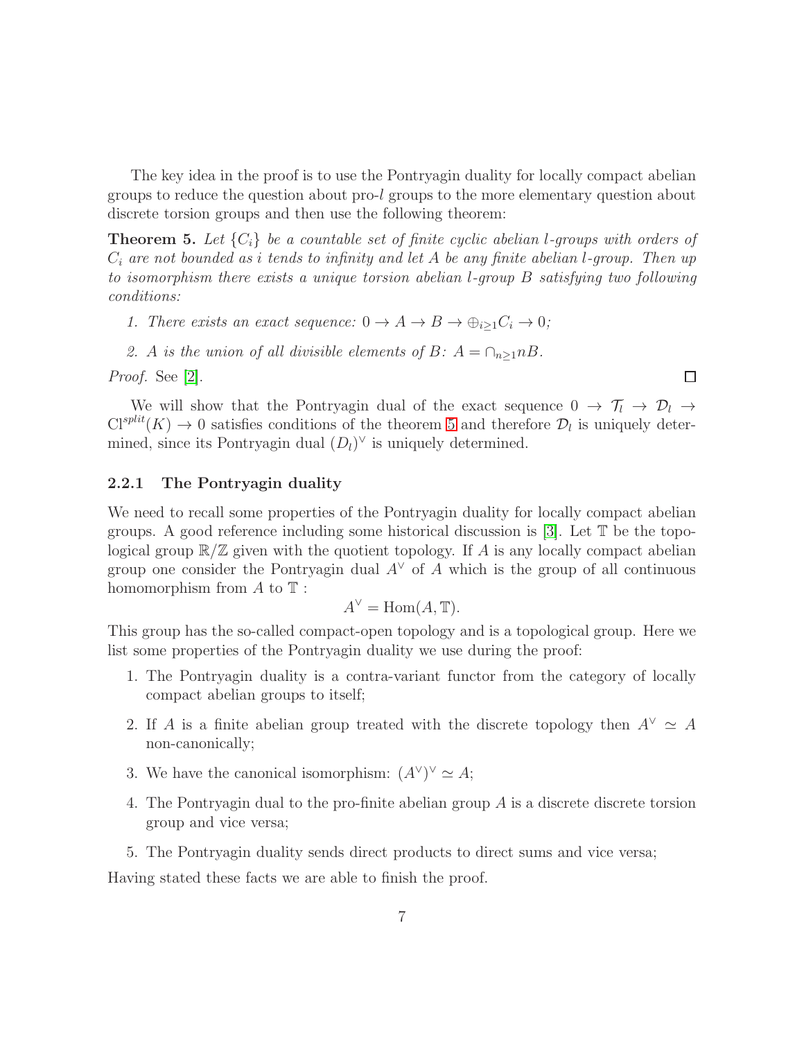The key idea in the proof is to use the Pontryagin duality for locally compact abelian groups to reduce the question about pro-$l$ groups to the more elementary question about discrete torsion groups and then use the following theorem:

**Theorem 5.** *Let $\{C_i\}$ be a countable set of finite cyclic abelian $l$-groups with orders of $C_i$ are not bounded as $i$ tends to infinity and let $A$ be any finite abelian $l$-group. Then up to isomorphism there exists a unique torsion abelian $l$-group $B$ satisfying two following conditions:*

1. *There exists an exact sequence: $0 \to A \to B \to \oplus_{i \geq 1} C_i \to 0$;*
2. *$A$ is the union of all divisible elements of $B$: $A = \cap_{n \geq 1} nB$.*

*Proof.* See [2]. ∎

We will show that the Pontryagin dual of the exact sequence $0 \to \mathcal{T}_l \to \mathcal{D}_l \to \mathrm{Cl}^{split}(K) \to 0$ satisfies conditions of the theorem 5 and therefore $\mathcal{D}_l$ is uniquely determined, since its Pontryagin dual $(D_l)^\vee$ is uniquely determined.

#### 2.2.1 The Pontryagin duality

We need to recall some properties of the Pontryagin duality for locally compact abelian groups. A good reference including some historical discussion is [3]. Let $\mathbb{T}$ be the topological group $\mathbb{R}/\mathbb{Z}$ given with the quotient topology. If $A$ is any locally compact abelian group one consider the Pontryagin dual $A^\vee$ of $A$ which is the group of all continuous homomorphism from $A$ to $\mathbb{T}$ :

$$A^\vee = \mathrm{Hom}(A, \mathbb{T}).$$

This group has the so-called compact-open topology and is a topological group. Here we list some properties of the Pontryagin duality we use during the proof:

1. The Pontryagin duality is a contra-variant functor from the category of locally compact abelian groups to itself;
2. If $A$ is a finite abelian group treated with the discrete topology then $A^\vee \simeq A$ non-canonically;
3. We have the canonical isomorphism: $(A^\vee)^\vee \simeq A$;
4. The Pontryagin dual to the pro-finite abelian group $A$ is a discrete discrete torsion group and vice versa;
5. The Pontryagin duality sends direct products to direct sums and vice versa;

Having stated these facts we are able to finish the proof.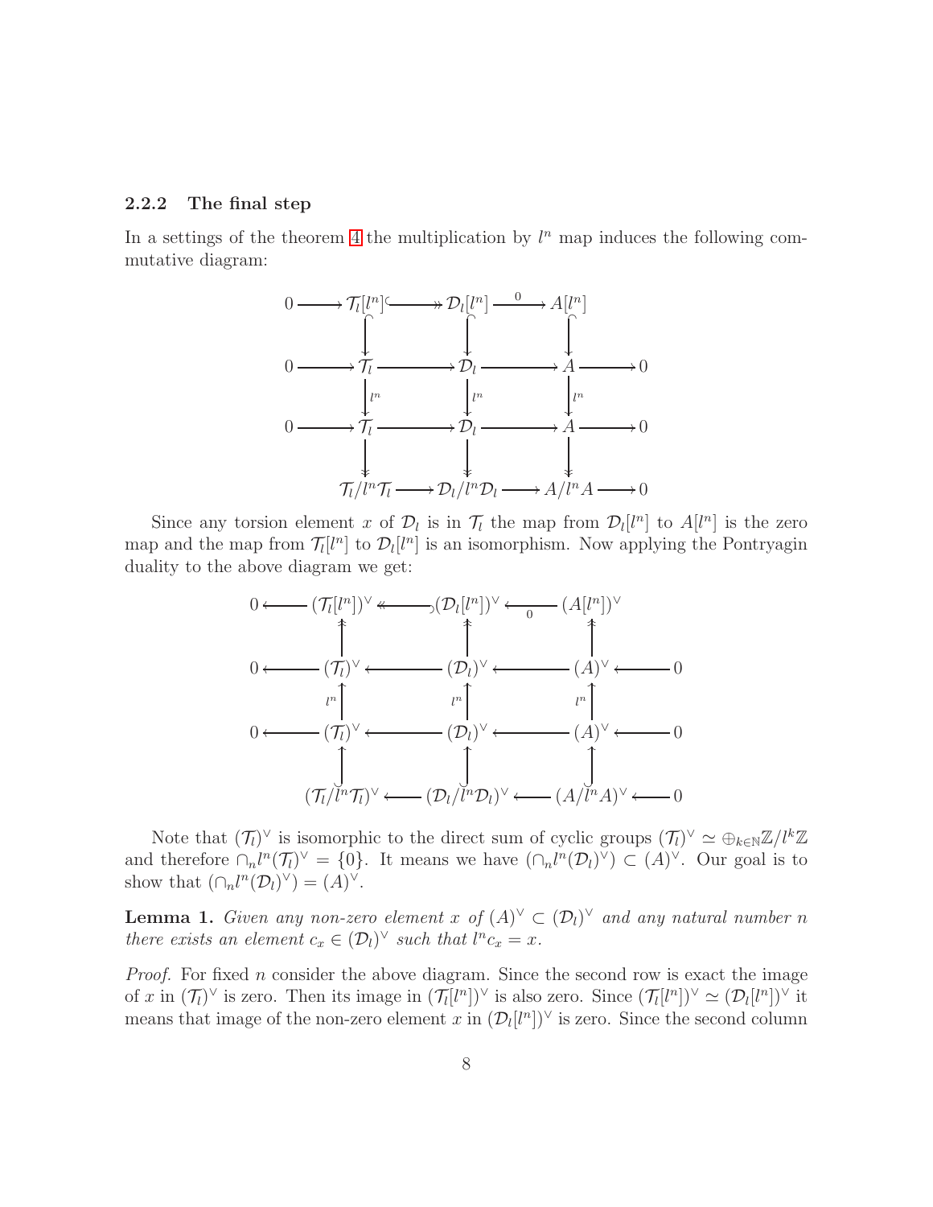### 2.2.2 The final step

In a settings of the theorem 4 the multiplication by $l^n$ map induces the following commutative diagram:

$$
\begin{array}{ccccccccc}
0 & \longrightarrow & \mathcal{T}_l[l^n] & \hookrightarrow\!\!\!\!\twoheadrightarrow & \mathcal{D}_l[l^n] & \xrightarrow{0} & A[l^n] & & \\
 & & \downarrow & & \downarrow & & \downarrow & & \\
0 & \longrightarrow & \mathcal{T}_l & \longrightarrow & \mathcal{D}_l & \longrightarrow & A & \longrightarrow & 0 \\
 & & \downarrow{\scriptstyle l^n} & & \downarrow{\scriptstyle l^n} & & \downarrow{\scriptstyle l^n} & & \\
0 & \longrightarrow & \mathcal{T}_l & \longrightarrow & \mathcal{D}_l & \longrightarrow & A & \longrightarrow & 0 \\
 & & \downarrow & & \downarrow & & \downarrow & & \\
 & & \mathcal{T}_l/l^n\mathcal{T}_l & \longrightarrow & \mathcal{D}_l/l^n\mathcal{D}_l & \longrightarrow & A/l^nA & \longrightarrow & 0
\end{array}
$$

Since any torsion element $x$ of $\mathcal{D}_l$ is in $\mathcal{T}_l$ the map from $\mathcal{D}_l[l^n]$ to $A[l^n]$ is the zero map and the map from $\mathcal{T}_l[l^n]$ to $\mathcal{D}_l[l^n]$ is an isomorphism. Now applying the Pontryagin duality to the above diagram we get:

$$
\begin{array}{ccccccccc}
0 & \longleftarrow & (\mathcal{T}_l[l^n])^\vee & \twoheadleftarrow\!\!\!\!\hookleftarrow & (\mathcal{D}_l[l^n])^\vee & \xleftarrow{0} & (A[l^n])^\vee & & \\
 & & \uparrow & & \uparrow & & \uparrow & & \\
0 & \longleftarrow & (\mathcal{T}_l)^\vee & \longleftarrow & (\mathcal{D}_l)^\vee & \longleftarrow & (A)^\vee & \longleftarrow & 0 \\
 & & \uparrow{\scriptstyle l^n} & & \uparrow{\scriptstyle l^n} & & \uparrow{\scriptstyle l^n} & & \\
0 & \longleftarrow & (\mathcal{T}_l)^\vee & \longleftarrow & (\mathcal{D}_l)^\vee & \longleftarrow & (A)^\vee & \longleftarrow & 0 \\
 & & \uparrow & & \uparrow & & \uparrow & & \\
 & & (\mathcal{T}_l/l^n\mathcal{T}_l)^\vee & \longleftarrow & (\mathcal{D}_l/l^n\mathcal{D}_l)^\vee & \longleftarrow & (A/l^nA)^\vee & \longleftarrow & 0
\end{array}
$$

Note that $(\mathcal{T}_l)^\vee$ is isomorphic to the direct sum of cyclic groups $(\mathcal{T}_l)^\vee \simeq \oplus_{k\in\mathbb{N}}\mathbb{Z}/l^k\mathbb{Z}$ and therefore $\cap_n l^n(\mathcal{T}_l)^\vee = \{0\}$. It means we have $(\cap_n l^n(\mathcal{D}_l)^\vee) \subset (A)^\vee$. Our goal is to show that $(\cap_n l^n(\mathcal{D}_l)^\vee) = (A)^\vee$.

**Lemma 1.** *Given any non-zero element $x$ of $(A)^\vee \subset (\mathcal{D}_l)^\vee$ and any natural number $n$ there exists an element $c_x \in (\mathcal{D}_l)^\vee$ such that $l^n c_x = x$.*

*Proof.* For fixed $n$ consider the above diagram. Since the second row is exact the image of $x$ in $(\mathcal{T}_l)^\vee$ is zero. Then its image in $(\mathcal{T}_l[l^n])^\vee$ is also zero. Since $(\mathcal{T}_l[l^n])^\vee \simeq (\mathcal{D}_l[l^n])^\vee$ it means that image of the non-zero element $x$ in $(\mathcal{D}_l[l^n])^\vee$ is zero. Since the second column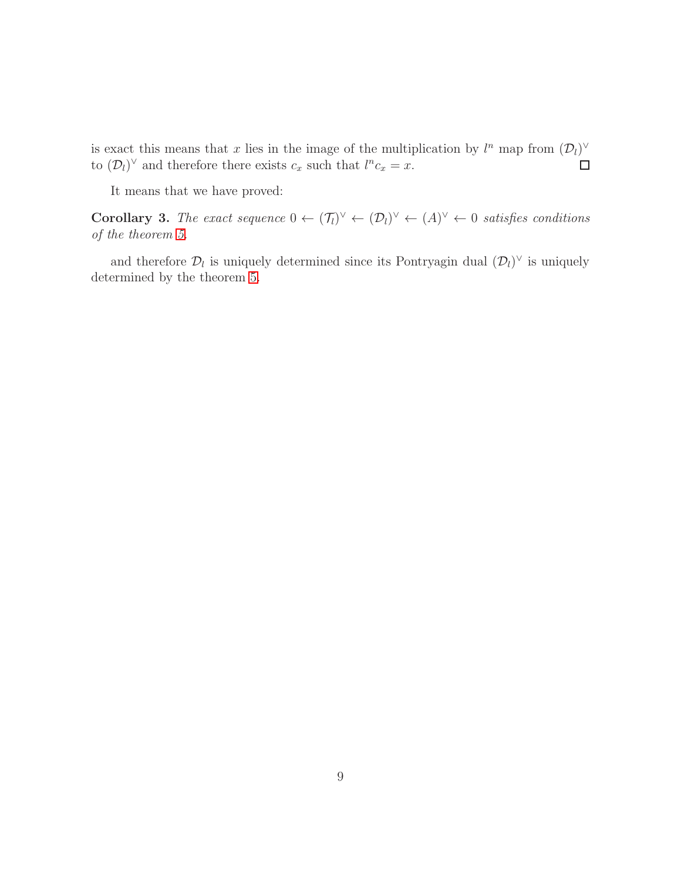is exact this means that $x$ lies in the image of the multiplication by $l^n$ map from $(\mathcal{D}_l)^\vee$ to $(\mathcal{D}_l)^\vee$ and therefore there exists $c_x$ such that $l^n c_x = x$. □

It means that we have proved:

**Corollary 3.** *The exact sequence* $0 \leftarrow (\mathcal{T}_l)^\vee \leftarrow (\mathcal{D}_l)^\vee \leftarrow (A)^\vee \leftarrow 0$ *satisfies conditions of the theorem 5.*

and therefore $\mathcal{D}_l$ is uniquely determined since its Pontryagin dual $(\mathcal{D}_l)^\vee$ is uniquely determined by the theorem 5.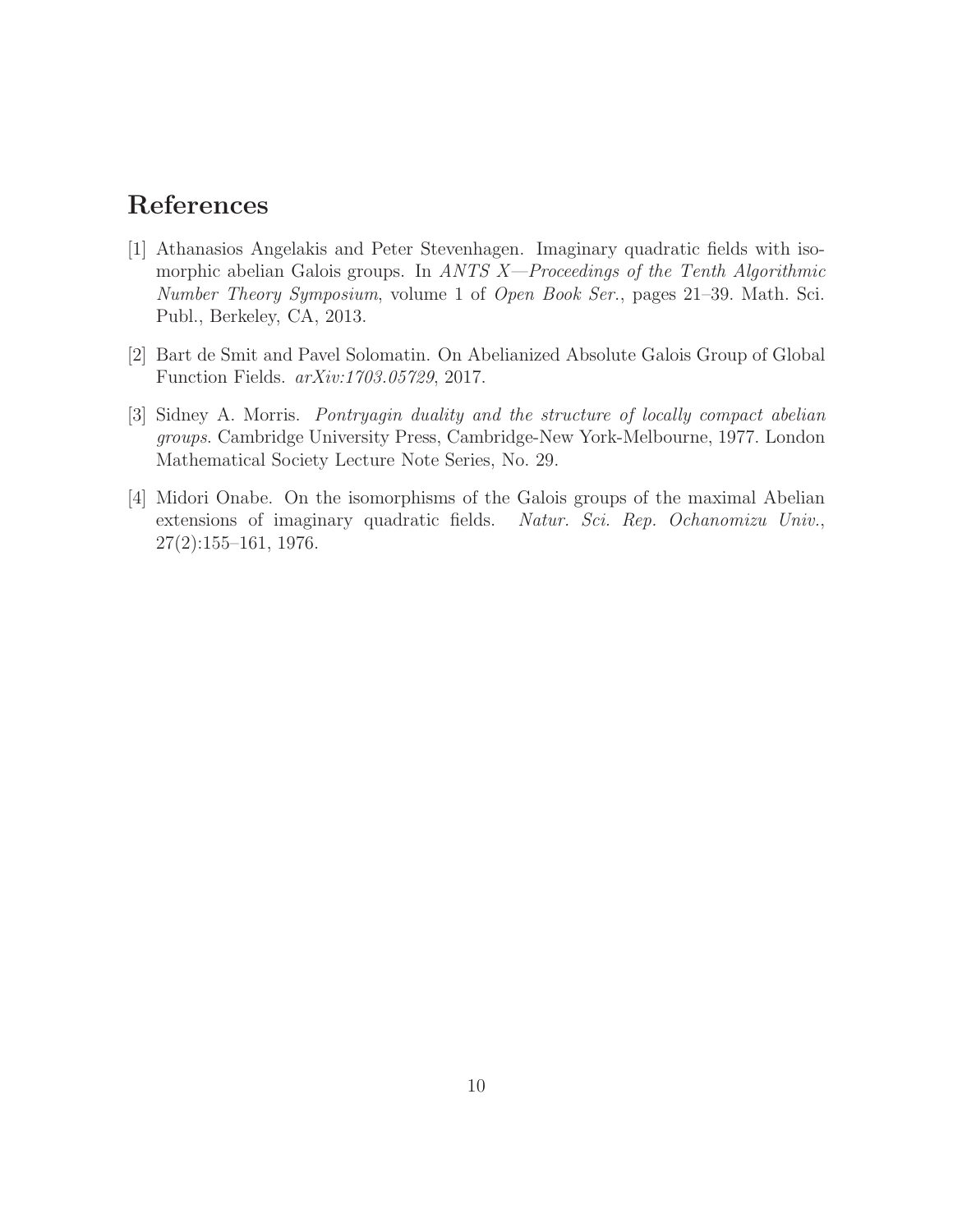# References

[1] Athanasios Angelakis and Peter Stevenhagen. Imaginary quadratic fields with isomorphic abelian Galois groups. In *ANTS X—Proceedings of the Tenth Algorithmic Number Theory Symposium*, volume 1 of *Open Book Ser.*, pages 21–39. Math. Sci. Publ., Berkeley, CA, 2013.

[2] Bart de Smit and Pavel Solomatin. On Abelianized Absolute Galois Group of Global Function Fields. *arXiv:1703.05729*, 2017.

[3] Sidney A. Morris. *Pontryagin duality and the structure of locally compact abelian groups*. Cambridge University Press, Cambridge-New York-Melbourne, 1977. London Mathematical Society Lecture Note Series, No. 29.

[4] Midori Onabe. On the isomorphisms of the Galois groups of the maximal Abelian extensions of imaginary quadratic fields. *Natur. Sci. Rep. Ochanomizu Univ.*, 27(2):155–161, 1976.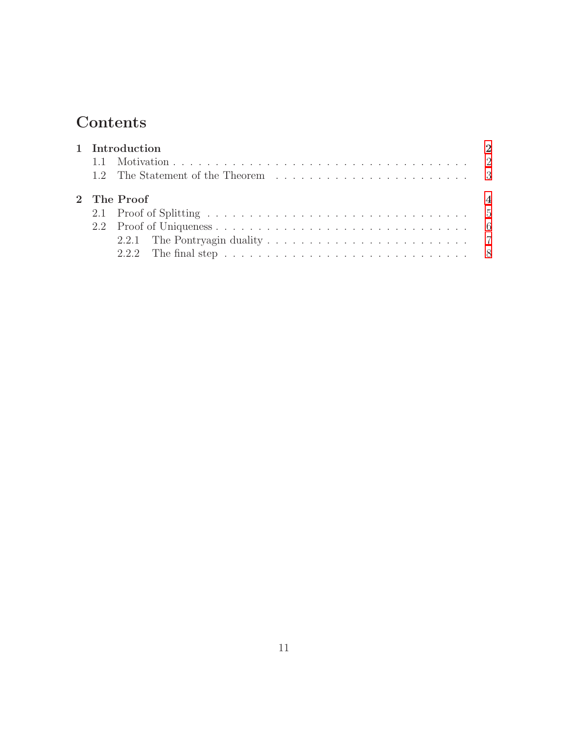# Contents

**1 Introduction** **2**

- 1.1 Motivation . . . . . . . . . . . . . . . . . . . . . . . . . . . . . . . . . . . 2
- 1.2 The Statement of the Theorem . . . . . . . . . . . . . . . . . . . . . . . 3

**2 The Proof** **4**

- 2.1 Proof of Splitting . . . . . . . . . . . . . . . . . . . . . . . . . . . . . . . 5
- 2.2 Proof of Uniqueness . . . . . . . . . . . . . . . . . . . . . . . . . . . . . 6
  - 2.2.1 The Pontryagin duality . . . . . . . . . . . . . . . . . . . . . . . . 7
  - 2.2.2 The final step . . . . . . . . . . . . . . . . . . . . . . . . . . . . . 8